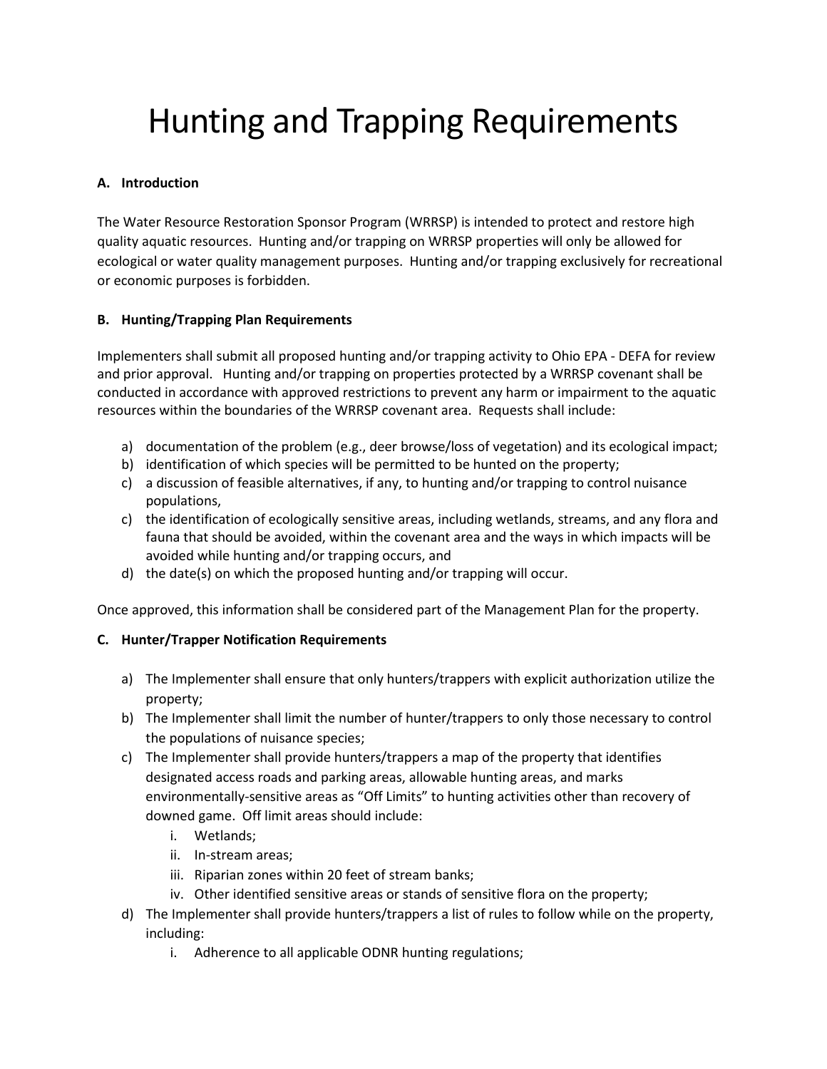# Hunting and Trapping Requirements

**A. Introduction**

The Water Resource Restoration Sponsor Program (WRRSP) is intended to protect and restore high quality aquatic resources. Hunting and/or trapping on WRRSP properties will only be allowed for ecological or water quality management purposes. Hunting and/or trapping exclusively for recreational or economic purposes is forbidden.

**B. Hunting/Trapping Plan Requirements**

Implementers shall submit all proposed hunting and/or trapping activity to Ohio EPA - DEFA for review and prior approval. Hunting and/or trapping on properties protected by a WRRSP covenant shall be conducted in accordance with approved restrictions to prevent any harm or impairment to the aquatic resources within the boundaries of the WRRSP covenant area. Requests shall include:

a) documentation of the problem (e.g., deer browse/loss of vegetation) and its ecological impact;
b) identification of which species will be permitted to be hunted on the property;
c) a discussion of feasible alternatives, if any, to hunting and/or trapping to control nuisance populations,
c) the identification of ecologically sensitive areas, including wetlands, streams, and any flora and fauna that should be avoided, within the covenant area and the ways in which impacts will be avoided while hunting and/or trapping occurs, and
d) the date(s) on which the proposed hunting and/or trapping will occur.

Once approved, this information shall be considered part of the Management Plan for the property.

**C. Hunter/Trapper Notification Requirements**

a) The Implementer shall ensure that only hunters/trappers with explicit authorization utilize the property;
b) The Implementer shall limit the number of hunter/trappers to only those necessary to control the populations of nuisance species;
c) The Implementer shall provide hunters/trappers a map of the property that identifies designated access roads and parking areas, allowable hunting areas, and marks environmentally-sensitive areas as "Off Limits" to hunting activities other than recovery of downed game. Off limit areas should include:
   i. Wetlands;
   ii. In-stream areas;
   iii. Riparian zones within 20 feet of stream banks;
   iv. Other identified sensitive areas or stands of sensitive flora on the property;
d) The Implementer shall provide hunters/trappers a list of rules to follow while on the property, including:
   i. Adherence to all applicable ODNR hunting regulations;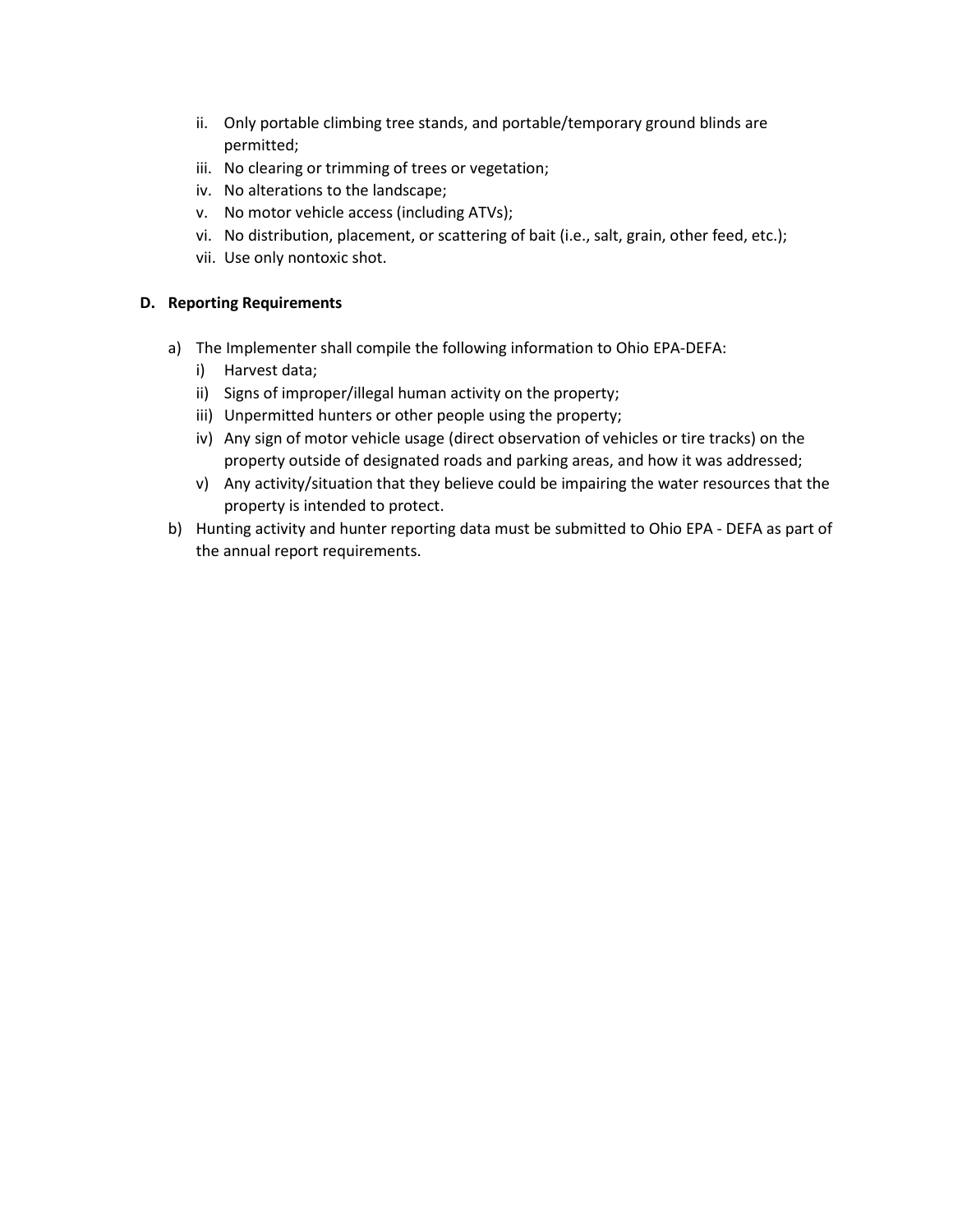ii. Only portable climbing tree stands, and portable/temporary ground blinds are permitted;
iii. No clearing or trimming of trees or vegetation;
iv. No alterations to the landscape;
v. No motor vehicle access (including ATVs);
vi. No distribution, placement, or scattering of bait (i.e., salt, grain, other feed, etc.);
vii. Use only nontoxic shot.

**D. Reporting Requirements**

a) The Implementer shall compile the following information to Ohio EPA-DEFA:
   i) Harvest data;
   ii) Signs of improper/illegal human activity on the property;
   iii) Unpermitted hunters or other people using the property;
   iv) Any sign of motor vehicle usage (direct observation of vehicles or tire tracks) on the property outside of designated roads and parking areas, and how it was addressed;
   v) Any activity/situation that they believe could be impairing the water resources that the property is intended to protect.

b) Hunting activity and hunter reporting data must be submitted to Ohio EPA - DEFA as part of the annual report requirements.